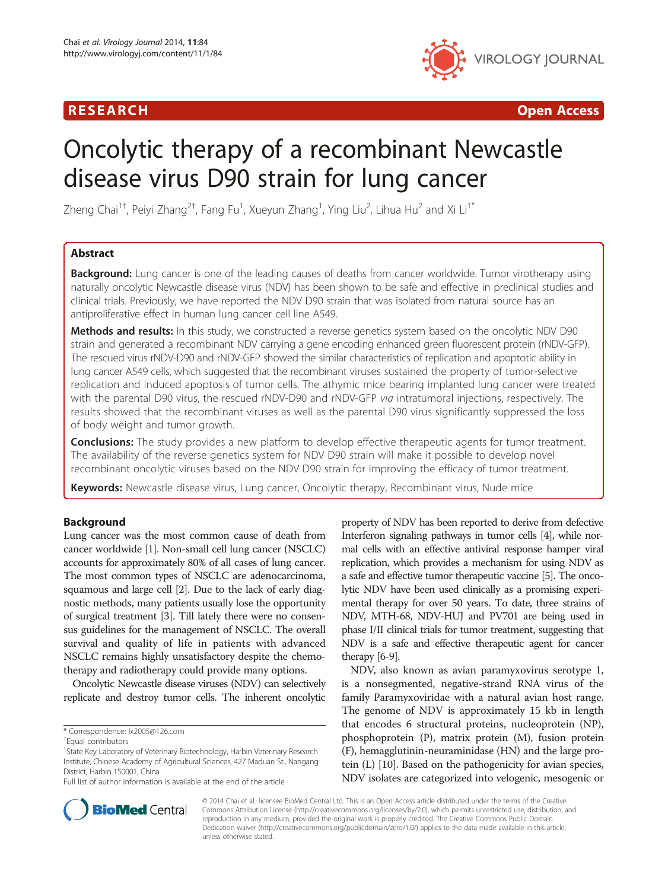RESEARCH Open Access

# Oncolytic therapy of a recombinant Newcastle disease virus D90 strain for lung cancer

Zheng Chai[1†], Peiyi Zhang[2†], Fang Fu[1], Xueyun Zhang[1], Ying Liu[2], Lihua Hu[2] and Xi Li[1*]

## Abstract

**Background:** Lung cancer is one of the leading causes of deaths from cancer worldwide. Tumor virotherapy using naturally oncolytic Newcastle disease virus (NDV) has been shown to be safe and effective in preclinical studies and clinical trials. Previously, we have reported the NDV D90 strain that was isolated from natural source has an antiproliferative effect in human lung cancer cell line A549.

**Methods and results:** In this study, we constructed a reverse genetics system based on the oncolytic NDV D90 strain and generated a recombinant NDV carrying a gene encoding enhanced green fluorescent protein (rNDV-GFP). The rescued virus rNDV-D90 and rNDV-GFP showed the similar characteristics of replication and apoptotic ability in lung cancer A549 cells, which suggested that the recombinant viruses sustained the property of tumor-selective replication and induced apoptosis of tumor cells. The athymic mice bearing implanted lung cancer were treated with the parental D90 virus, the rescued rNDV-D90 and rNDV-GFP *via* intratumoral injections, respectively. The results showed that the recombinant viruses as well as the parental D90 virus significantly suppressed the loss of body weight and tumor growth.

**Conclusions:** The study provides a new platform to develop effective therapeutic agents for tumor treatment. The availability of the reverse genetics system for NDV D90 strain will make it possible to develop novel recombinant oncolytic viruses based on the NDV D90 strain for improving the efficacy of tumor treatment.

**Keywords:** Newcastle disease virus, Lung cancer, Oncolytic therapy, Recombinant virus, Nude mice

## Background

Lung cancer was the most common cause of death from cancer worldwide [1]. Non-small cell lung cancer (NSCLC) accounts for approximately 80% of all cases of lung cancer. The most common types of NSCLC are adenocarcinoma, squamous and large cell [2]. Due to the lack of early diagnostic methods, many patients usually lose the opportunity of surgical treatment [3]. Till lately there were no consensus guidelines for the management of NSCLC. The overall survival and quality of life in patients with advanced NSCLC remains highly unsatisfactory despite the chemotherapy and radiotherapy could provide many options.

Oncolytic Newcastle disease viruses (NDV) can selectively replicate and destroy tumor cells. The inherent oncolytic property of NDV has been reported to derive from defective Interferon signaling pathways in tumor cells [4], while normal cells with an effective antiviral response hamper viral replication, which provides a mechanism for using NDV as a safe and effective tumor therapeutic vaccine [5]. The oncolytic NDV have been used clinically as a promising experimental therapy for over 50 years. To date, three strains of NDV, MTH-68, NDV-HUJ and PV701 are being used in phase I/II clinical trials for tumor treatment, suggesting that NDV is a safe and effective therapeutic agent for cancer therapy [6-9].

NDV, also known as avian paramyxovirus serotype 1, is a nonsegmented, negative-strand RNA virus of the family Paramyxoviridae with a natural avian host range. The genome of NDV is approximately 15 kb in length that encodes 6 structural proteins, nucleoprotein (NP), phosphoprotein (P), matrix protein (M), fusion protein (F), hemagglutinin-neuraminidase (HN) and the large protein (L) [10]. Based on the pathogenicity for avian species, NDV isolates are categorized into velogenic, mesogenic or

* Correspondence: lx2005@126.com
†Equal contributors
[1]State Key Laboratory of Veterinary Biotechnology, Harbin Veterinary Research Institute, Chinese Academy of Agricultural Sciences, 427 Maduan St., Nangang District, Harbin 150001, China
Full list of author information is available at the end of the article

© 2014 Chai et al.; licensee BioMed Central Ltd. This is an Open Access article distributed under the terms of the Creative Commons Attribution License (http://creativecommons.org/licenses/by/2.0), which permits unrestricted use, distribution, and reproduction in any medium, provided the original work is properly credited. The Creative Commons Public Domain Dedication waiver (http://creativecommons.org/publicdomain/zero/1.0/) applies to the data made available in this article, unless otherwise stated.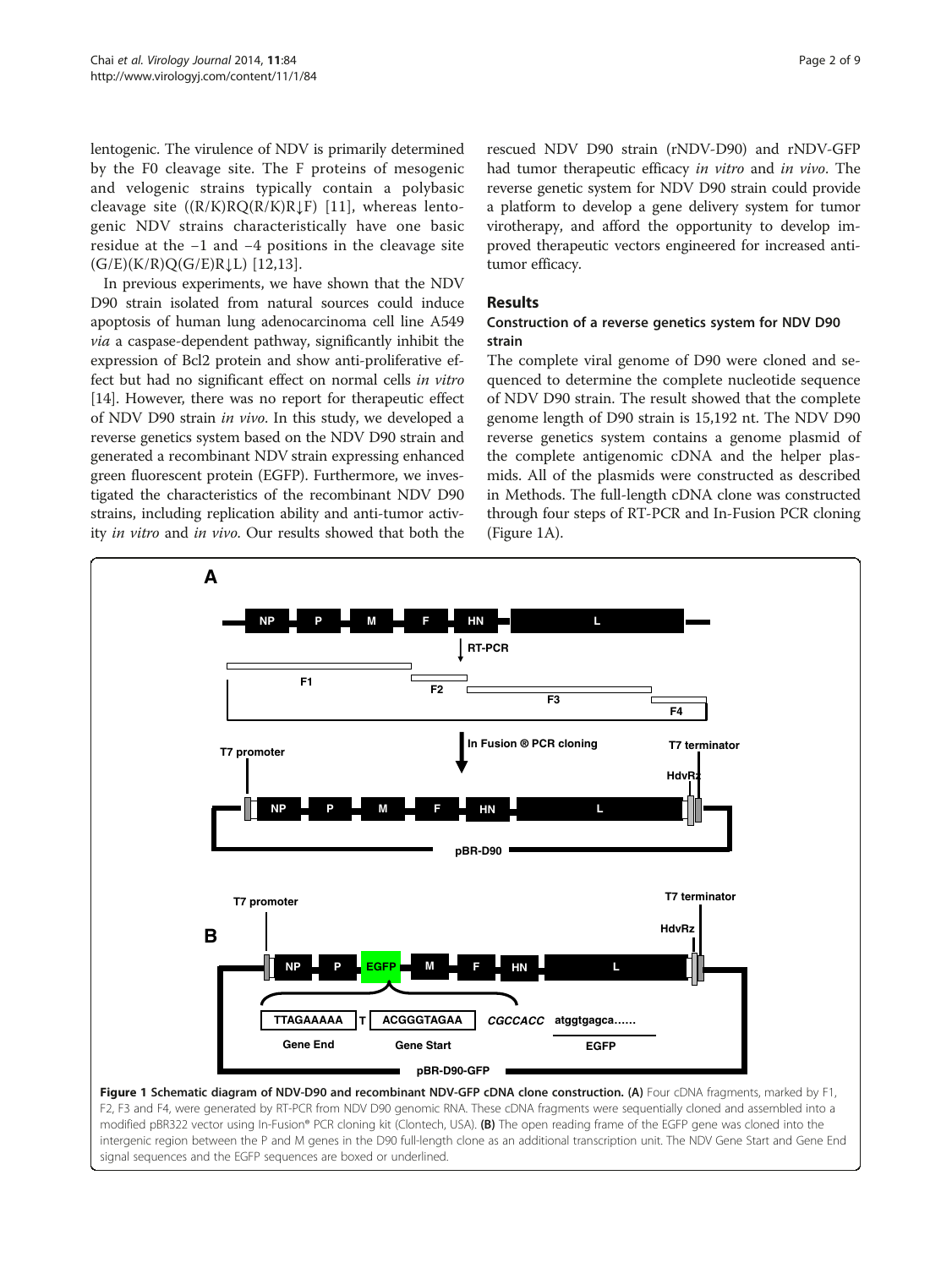lentogenic. The virulence of NDV is primarily determined by the F0 cleavage site. The F proteins of mesogenic and velogenic strains typically contain a polybasic cleavage site ((R/K)RQ(R/K)R↓F) [11], whereas lentogenic NDV strains characteristically have one basic residue at the −1 and −4 positions in the cleavage site (G/E)(K/R)Q(G/E)R↓L) [12,13].

In previous experiments, we have shown that the NDV D90 strain isolated from natural sources could induce apoptosis of human lung adenocarcinoma cell line A549 *via* a caspase-dependent pathway, significantly inhibit the expression of Bcl2 protein and show anti-proliferative effect but had no significant effect on normal cells *in vitro* [14]. However, there was no report for therapeutic effect of NDV D90 strain *in vivo*. In this study, we developed a reverse genetics system based on the NDV D90 strain and generated a recombinant NDV strain expressing enhanced green fluorescent protein (EGFP). Furthermore, we investigated the characteristics of the recombinant NDV D90 strains, including replication ability and anti-tumor activity *in vitro* and *in vivo*. Our results showed that both the rescued NDV D90 strain (rNDV-D90) and rNDV-GFP had tumor therapeutic efficacy *in vitro* and *in vivo*. The reverse genetic system for NDV D90 strain could provide a platform to develop a gene delivery system for tumor virotherapy, and afford the opportunity to develop improved therapeutic vectors engineered for increased anti-tumor efficacy.

## Results

### Construction of a reverse genetics system for NDV D90 strain

The complete viral genome of D90 were cloned and sequenced to determine the complete nucleotide sequence of NDV D90 strain. The result showed that the complete genome length of D90 strain is 15,192 nt. The NDV D90 reverse genetics system contains a genome plasmid of the complete antigenomic cDNA and the helper plasmids. All of the plasmids were constructed as described in Methods. The full-length cDNA clone was constructed through four steps of RT-PCR and In-Fusion PCR cloning (Figure 1A).

**Figure 1 Schematic diagram of NDV-D90 and recombinant NDV-GFP cDNA clone construction. (A)** Four cDNA fragments, marked by F1, F2, F3 and F4, were generated by RT-PCR from NDV D90 genomic RNA. These cDNA fragments were sequentially cloned and assembled into a modified pBR322 vector using In-Fusion® PCR cloning kit (Clontech, USA). **(B)** The open reading frame of the EGFP gene was cloned into the intergenic region between the P and M genes in the D90 full-length clone as an additional transcription unit. The NDV Gene Start and Gene End signal sequences and the EGFP sequences are boxed or underlined.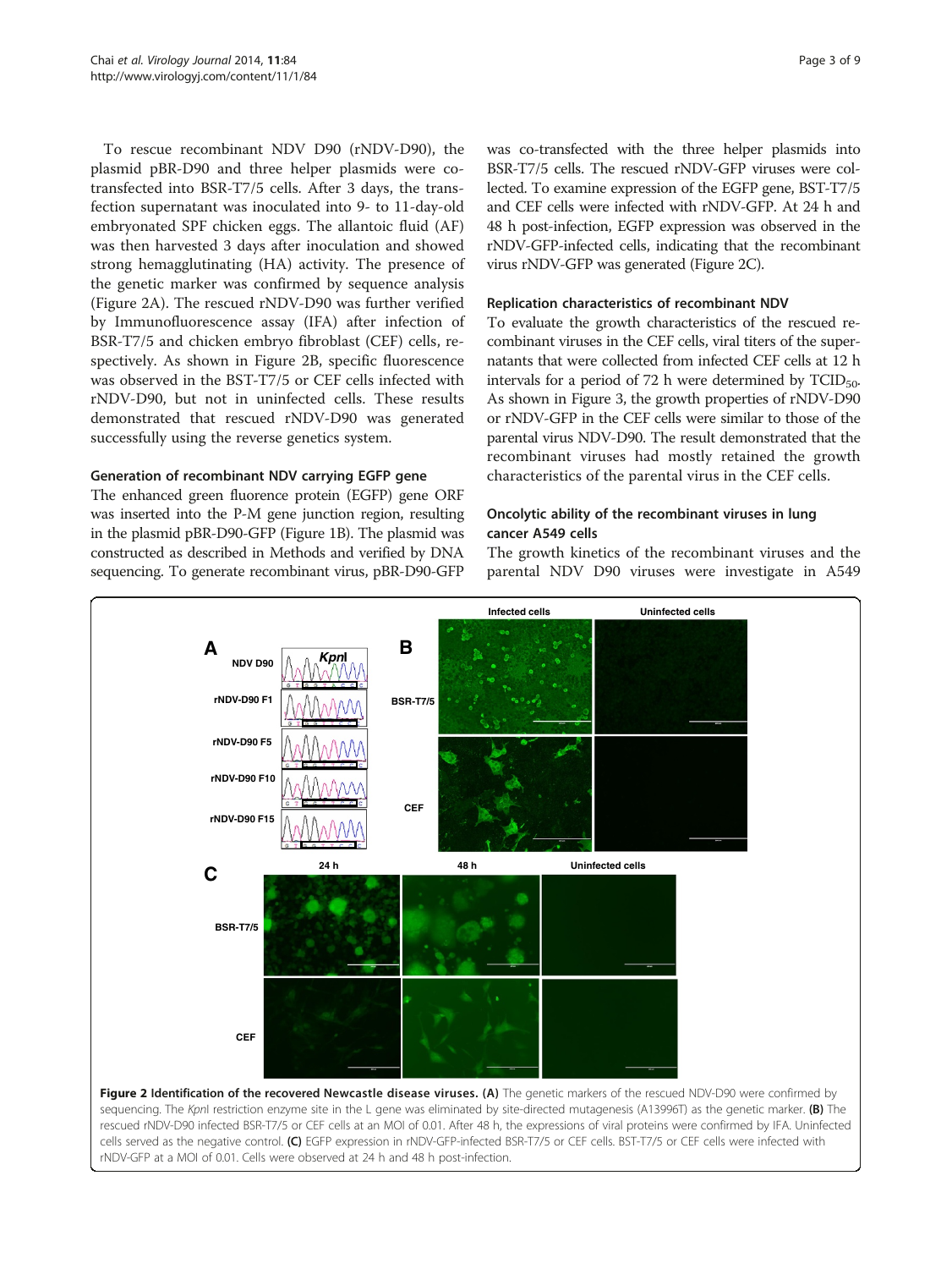To rescue recombinant NDV D90 (rNDV-D90), the plasmid pBR-D90 and three helper plasmids were co-transfected into BSR-T7/5 cells. After 3 days, the transfection supernatant was inoculated into 9- to 11-day-old embryonated SPF chicken eggs. The allantoic fluid (AF) was then harvested 3 days after inoculation and showed strong hemagglutinating (HA) activity. The presence of the genetic marker was confirmed by sequence analysis (Figure 2A). The rescued rNDV-D90 was further verified by Immunofluorescence assay (IFA) after infection of BSR-T7/5 and chicken embryo fibroblast (CEF) cells, respectively. As shown in Figure 2B, specific fluorescence was observed in the BST-T7/5 or CEF cells infected with rNDV-D90, but not in uninfected cells. These results demonstrated that rescued rNDV-D90 was generated successfully using the reverse genetics system.

### Generation of recombinant NDV carrying EGFP gene

The enhanced green fluorence protein (EGFP) gene ORF was inserted into the P-M gene junction region, resulting in the plasmid pBR-D90-GFP (Figure 1B). The plasmid was constructed as described in Methods and verified by DNA sequencing. To generate recombinant virus, pBR-D90-GFP was co-transfected with the three helper plasmids into BSR-T7/5 cells. The rescued rNDV-GFP viruses were collected. To examine expression of the EGFP gene, BST-T7/5 and CEF cells were infected with rNDV-GFP. At 24 h and 48 h post-infection, EGFP expression was observed in the rNDV-GFP-infected cells, indicating that the recombinant virus rNDV-GFP was generated (Figure 2C).

### Replication characteristics of recombinant NDV

To evaluate the growth characteristics of the rescued recombinant viruses in the CEF cells, viral titers of the supernatants that were collected from infected CEF cells at 12 h intervals for a period of 72 h were determined by $TCID_{50}$. As shown in Figure 3, the growth properties of rNDV-D90 or rNDV-GFP in the CEF cells were similar to those of the parental virus NDV-D90. The result demonstrated that the recombinant viruses had mostly retained the growth characteristics of the parental virus in the CEF cells.

### Oncolytic ability of the recombinant viruses in lung cancer A549 cells

The growth kinetics of the recombinant viruses and the parental NDV D90 viruses were investigate in A549

**Figure 2 Identification of the recovered Newcastle disease viruses. (A)** The genetic markers of the rescued NDV-D90 were confirmed by sequencing. The *KpnI* restriction enzyme site in the L gene was eliminated by site-directed mutagenesis (A13996T) as the genetic marker. **(B)** The rescued rNDV-D90 infected BSR-T7/5 or CEF cells at an MOI of 0.01. After 48 h, the expressions of viral proteins were confirmed by IFA. Uninfected cells served as the negative control. **(C)** EGFP expression in rNDV-GFP-infected BSR-T7/5 or CEF cells. BST-T7/5 or CEF cells were infected with rNDV-GFP at a MOI of 0.01. Cells were observed at 24 h and 48 h post-infection.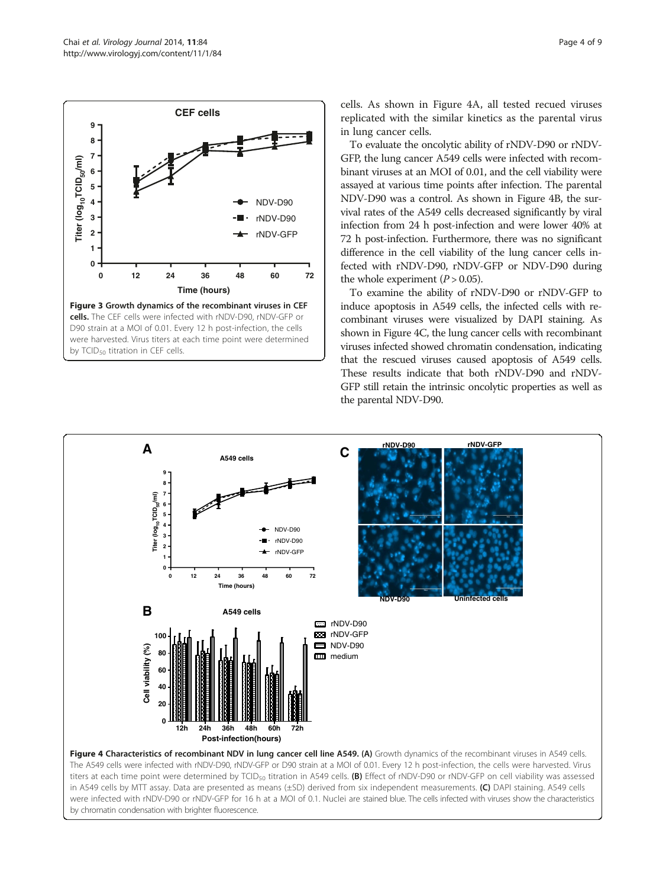**Figure 3 Growth dynamics of the recombinant viruses in CEF cells.** The CEF cells were infected with rNDV-D90, rNDV-GFP or D90 strain at a MOI of 0.01. Every 12 h post-infection, the cells were harvested. Virus titers at each time point were determined by $TCID_{50}$ titration in CEF cells.

cells. As shown in Figure 4A, all tested recued viruses replicated with the similar kinetics as the parental virus in lung cancer cells.

To evaluate the oncolytic ability of rNDV-D90 or rNDV-GFP, the lung cancer A549 cells were infected with recombinant viruses at an MOI of 0.01, and the cell viability were assayed at various time points after infection. The parental NDV-D90 was a control. As shown in Figure 4B, the survival rates of the A549 cells decreased significantly by viral infection from 24 h post-infection and were lower 40% at 72 h post-infection. Furthermore, there was no significant difference in the cell viability of the lung cancer cells infected with rNDV-D90, rNDV-GFP or NDV-D90 during the whole experiment ($P > 0.05$).

To examine the ability of rNDV-D90 or rNDV-GFP to induce apoptosis in A549 cells, the infected cells with recombinant viruses were visualized by DAPI staining. As shown in Figure 4C, the lung cancer cells with recombinant viruses infected showed chromatin condensation, indicating that the rescued viruses caused apoptosis of A549 cells. These results indicate that both rNDV-D90 and rNDV-GFP still retain the intrinsic oncolytic properties as well as the parental NDV-D90.

**Figure 4 Characteristics of recombinant NDV in lung cancer cell line A549. (A)** Growth dynamics of the recombinant viruses in A549 cells. The A549 cells were infected with rNDV-D90, rNDV-GFP or D90 strain at a MOI of 0.01. Every 12 h post-infection, the cells were harvested. Virus titers at each time point were determined by $TCID_{50}$ titration in A549 cells. **(B)** Effect of rNDV-D90 or rNDV-GFP on cell viability was assessed in A549 cells by MTT assay. Data are presented as means (±SD) derived from six independent measurements. **(C)** DAPI staining. A549 cells were infected with rNDV-D90 or rNDV-GFP for 16 h at a MOI of 0.1. Nuclei are stained blue. The cells infected with viruses show the characteristics by chromatin condensation with brighter fluorescence.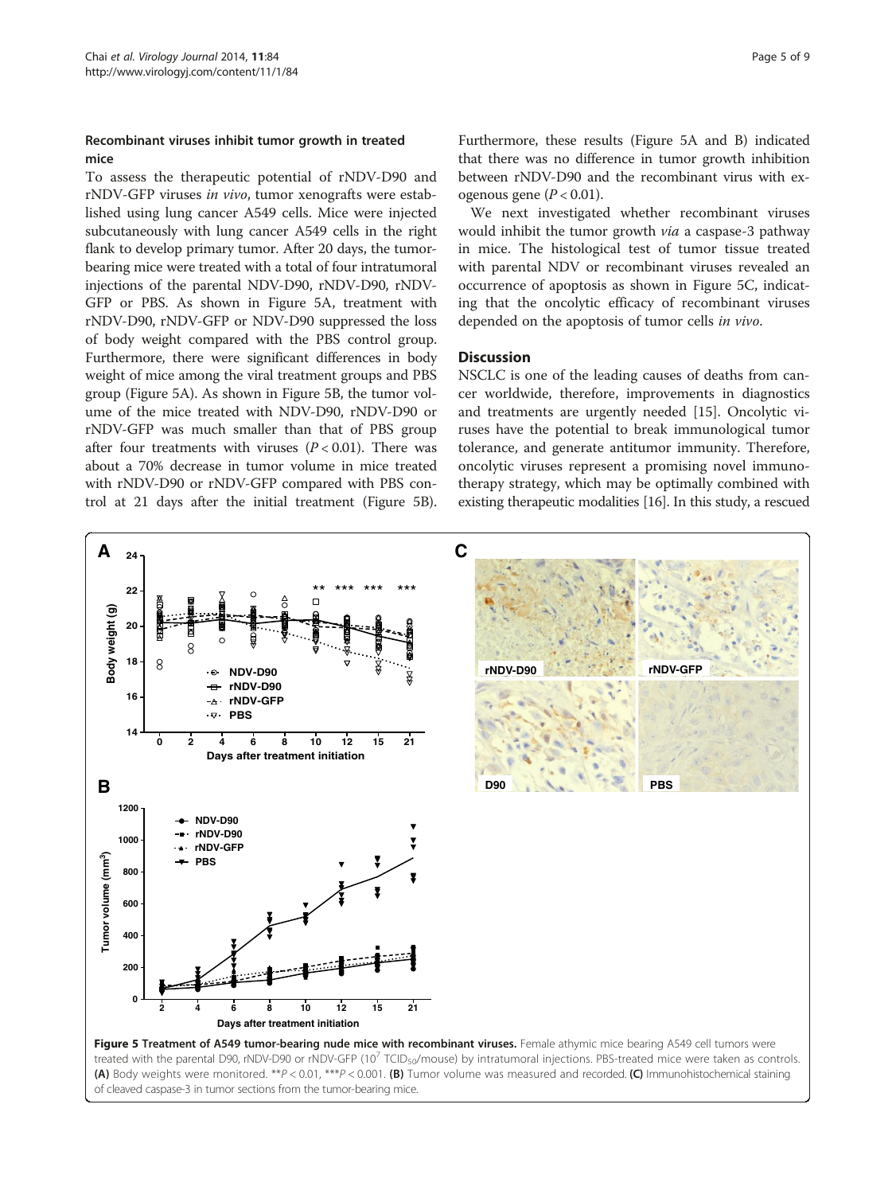### Recombinant viruses inhibit tumor growth in treated mice

To assess the therapeutic potential of rNDV-D90 and rNDV-GFP viruses *in vivo*, tumor xenografts were established using lung cancer A549 cells. Mice were injected subcutaneously with lung cancer A549 cells in the right flank to develop primary tumor. After 20 days, the tumor-bearing mice were treated with a total of four intratumoral injections of the parental NDV-D90, rNDV-D90, rNDV-GFP or PBS. As shown in Figure 5A, treatment with rNDV-D90, rNDV-GFP or NDV-D90 suppressed the loss of body weight compared with the PBS control group. Furthermore, there were significant differences in body weight of mice among the viral treatment groups and PBS group (Figure 5A). As shown in Figure 5B, the tumor volume of the mice treated with NDV-D90, rNDV-D90 or rNDV-GFP was much smaller than that of PBS group after four treatments with viruses ($P < 0.01$). There was about a 70% decrease in tumor volume in mice treated with rNDV-D90 or rNDV-GFP compared with PBS control at 21 days after the initial treatment (Figure 5B). Furthermore, these results (Figure 5A and B) indicated that there was no difference in tumor growth inhibition between rNDV-D90 and the recombinant virus with exogenous gene ($P < 0.01$).

We next investigated whether recombinant viruses would inhibit the tumor growth *via* a caspase-3 pathway in mice. The histological test of tumor tissue treated with parental NDV or recombinant viruses revealed an occurrence of apoptosis as shown in Figure 5C, indicating that the oncolytic efficacy of recombinant viruses depended on the apoptosis of tumor cells *in vivo*.

## Discussion

NSCLC is one of the leading causes of deaths from cancer worldwide, therefore, improvements in diagnostics and treatments are urgently needed [15]. Oncolytic viruses have the potential to break immunological tumor tolerance, and generate antitumor immunity. Therefore, oncolytic viruses represent a promising novel immunotherapy strategy, which may be optimally combined with existing therapeutic modalities [16]. In this study, a rescued

**Figure 5 Treatment of A549 tumor-bearing nude mice with recombinant viruses.** Female athymic mice bearing A549 cell tumors were treated with the parental D90, rNDV-D90 or rNDV-GFP ($10^7$ $TCID_{50}$/mouse) by intratumoral injections. PBS-treated mice were taken as controls. **(A)** Body weights were monitored. $^{**}P < 0.01$, $^{***}P < 0.001$. **(B)** Tumor volume was measured and recorded. **(C)** Immunohistochemical staining of cleaved caspase-3 in tumor sections from the tumor-bearing mice.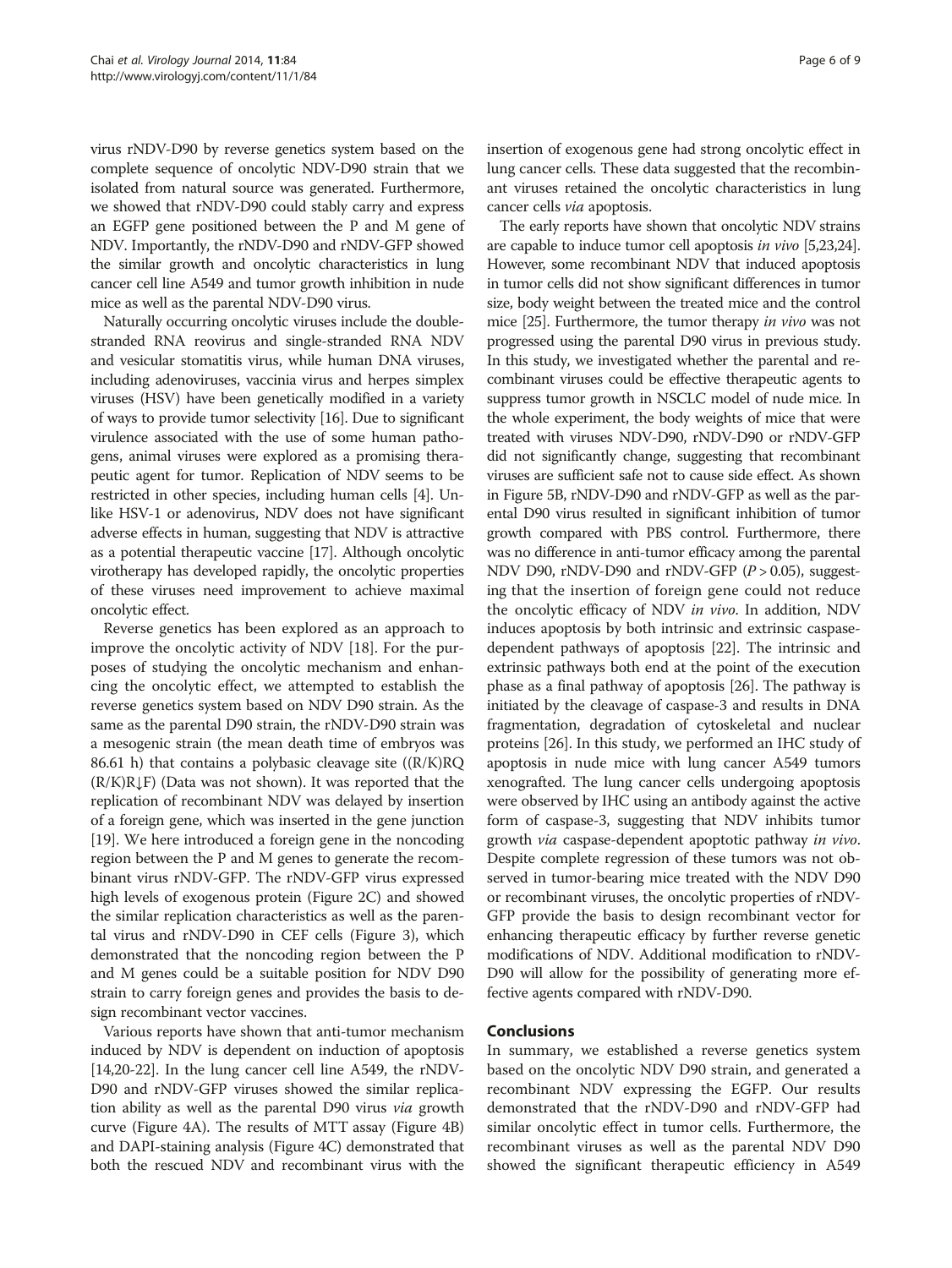virus rNDV-D90 by reverse genetics system based on the complete sequence of oncolytic NDV-D90 strain that we isolated from natural source was generated. Furthermore, we showed that rNDV-D90 could stably carry and express an EGFP gene positioned between the P and M gene of NDV. Importantly, the rNDV-D90 and rNDV-GFP showed the similar growth and oncolytic characteristics in lung cancer cell line A549 and tumor growth inhibition in nude mice as well as the parental NDV-D90 virus.

Naturally occurring oncolytic viruses include the double-stranded RNA reovirus and single-stranded RNA NDV and vesicular stomatitis virus, while human DNA viruses, including adenoviruses, vaccinia virus and herpes simplex viruses (HSV) have been genetically modified in a variety of ways to provide tumor selectivity [16]. Due to significant virulence associated with the use of some human pathogens, animal viruses were explored as a promising therapeutic agent for tumor. Replication of NDV seems to be restricted in other species, including human cells [4]. Unlike HSV-1 or adenovirus, NDV does not have significant adverse effects in human, suggesting that NDV is attractive as a potential therapeutic vaccine [17]. Although oncolytic virotherapy has developed rapidly, the oncolytic properties of these viruses need improvement to achieve maximal oncolytic effect.

Reverse genetics has been explored as an approach to improve the oncolytic activity of NDV [18]. For the purposes of studying the oncolytic mechanism and enhancing the oncolytic effect, we attempted to establish the reverse genetics system based on NDV D90 strain. As the same as the parental D90 strain, the rNDV-D90 strain was a mesogenic strain (the mean death time of embryos was 86.61 h) that contains a polybasic cleavage site ((R/K)RQ (R/K)R↓F) (Data was not shown). It was reported that the replication of recombinant NDV was delayed by insertion of a foreign gene, which was inserted in the gene junction [19]. We here introduced a foreign gene in the noncoding region between the P and M genes to generate the recombinant virus rNDV-GFP. The rNDV-GFP virus expressed high levels of exogenous protein (Figure 2C) and showed the similar replication characteristics as well as the parental virus and rNDV-D90 in CEF cells (Figure 3), which demonstrated that the noncoding region between the P and M genes could be a suitable position for NDV D90 strain to carry foreign genes and provides the basis to design recombinant vector vaccines.

Various reports have shown that anti-tumor mechanism induced by NDV is dependent on induction of apoptosis [14,20-22]. In the lung cancer cell line A549, the rNDV-D90 and rNDV-GFP viruses showed the similar replication ability as well as the parental D90 virus *via* growth curve (Figure 4A). The results of MTT assay (Figure 4B) and DAPI-staining analysis (Figure 4C) demonstrated that both the rescued NDV and recombinant virus with the insertion of exogenous gene had strong oncolytic effect in lung cancer cells. These data suggested that the recombinant viruses retained the oncolytic characteristics in lung cancer cells *via* apoptosis.

The early reports have shown that oncolytic NDV strains are capable to induce tumor cell apoptosis *in vivo* [5,23,24]. However, some recombinant NDV that induced apoptosis in tumor cells did not show significant differences in tumor size, body weight between the treated mice and the control mice [25]. Furthermore, the tumor therapy *in vivo* was not progressed using the parental D90 virus in previous study. In this study, we investigated whether the parental and recombinant viruses could be effective therapeutic agents to suppress tumor growth in NSCLC model of nude mice. In the whole experiment, the body weights of mice that were treated with viruses NDV-D90, rNDV-D90 or rNDV-GFP did not significantly change, suggesting that recombinant viruses are sufficient safe not to cause side effect. As shown in Figure 5B, rNDV-D90 and rNDV-GFP as well as the parental D90 virus resulted in significant inhibition of tumor growth compared with PBS control. Furthermore, there was no difference in anti-tumor efficacy among the parental NDV D90, rNDV-D90 and rNDV-GFP ($P > 0.05$), suggesting that the insertion of foreign gene could not reduce the oncolytic efficacy of NDV *in vivo*. In addition, NDV induces apoptosis by both intrinsic and extrinsic caspase-dependent pathways of apoptosis [22]. The intrinsic and extrinsic pathways both end at the point of the execution phase as a final pathway of apoptosis [26]. The pathway is initiated by the cleavage of caspase-3 and results in DNA fragmentation, degradation of cytoskeletal and nuclear proteins [26]. In this study, we performed an IHC study of apoptosis in nude mice with lung cancer A549 tumors xenografted. The lung cancer cells undergoing apoptosis were observed by IHC using an antibody against the active form of caspase-3, suggesting that NDV inhibits tumor growth *via* caspase-dependent apoptotic pathway *in vivo*. Despite complete regression of these tumors was not observed in tumor-bearing mice treated with the NDV D90 or recombinant viruses, the oncolytic properties of rNDV-GFP provide the basis to design recombinant vector for enhancing therapeutic efficacy by further reverse genetic modifications of NDV. Additional modification to rNDV-D90 will allow for the possibility of generating more effective agents compared with rNDV-D90.

## Conclusions

In summary, we established a reverse genetics system based on the oncolytic NDV D90 strain, and generated a recombinant NDV expressing the EGFP. Our results demonstrated that the rNDV-D90 and rNDV-GFP had similar oncolytic effect in tumor cells. Furthermore, the recombinant viruses as well as the parental NDV D90 showed the significant therapeutic efficiency in A549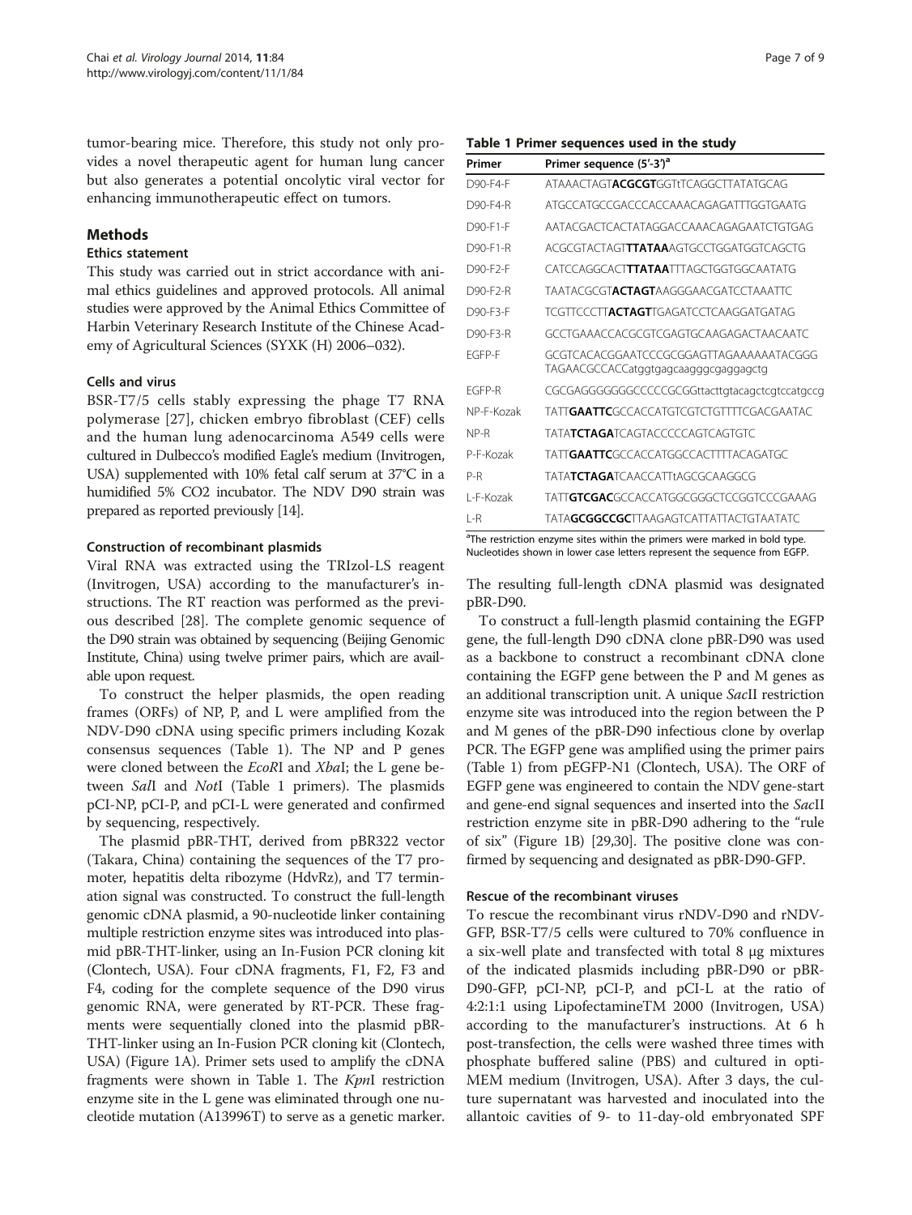tumor-bearing mice. Therefore, this study not only provides a novel therapeutic agent for human lung cancer but also generates a potential oncolytic viral vector for enhancing immunotherapeutic effect on tumors.

## Methods

### Ethics statement

This study was carried out in strict accordance with animal ethics guidelines and approved protocols. All animal studies were approved by the Animal Ethics Committee of Harbin Veterinary Research Institute of the Chinese Academy of Agricultural Sciences (SYXK (H) 2006–032).

### Cells and virus

BSR-T7/5 cells stably expressing the phage T7 RNA polymerase [27], chicken embryo fibroblast (CEF) cells and the human lung adenocarcinoma A549 cells were cultured in Dulbecco's modified Eagle's medium (Invitrogen, USA) supplemented with 10% fetal calf serum at 37°C in a humidified 5% CO2 incubator. The NDV D90 strain was prepared as reported previously [14].

### Construction of recombinant plasmids

Viral RNA was extracted using the TRIzol-LS reagent (Invitrogen, USA) according to the manufacturer's instructions. The RT reaction was performed as the previous described [28]. The complete genomic sequence of the D90 strain was obtained by sequencing (Beijing Genomic Institute, China) using twelve primer pairs, which are available upon request.

To construct the helper plasmids, the open reading frames (ORFs) of NP, P, and L were amplified from the NDV-D90 cDNA using specific primers including Kozak consensus sequences (Table 1). The NP and P genes were cloned between the *EcoR*I and *Xba*I; the L gene between *Sal*I and *Not*I (Table 1 primers). The plasmids pCI-NP, pCI-P, and pCI-L were generated and confirmed by sequencing, respectively.

The plasmid pBR-THT, derived from pBR322 vector (Takara, China) containing the sequences of the T7 promoter, hepatitis delta ribozyme (HdvRz), and T7 termination signal was constructed. To construct the full-length genomic cDNA plasmid, a 90-nucleotide linker containing multiple restriction enzyme sites was introduced into plasmid pBR-THT-linker, using an In-Fusion PCR cloning kit (Clontech, USA). Four cDNA fragments, F1, F2, F3 and F4, coding for the complete sequence of the D90 virus genomic RNA, were generated by RT-PCR. These fragments were sequentially cloned into the plasmid pBR-THT-linker using an In-Fusion PCR cloning kit (Clontech, USA) (Figure 1A). Primer sets used to amplify the cDNA fragments were shown in Table 1. The *Kpn*I restriction enzyme site in the L gene was eliminated through one nucleotide mutation (A13996T) to serve as a genetic marker. The resulting full-length cDNA plasmid was designated pBR-D90.

**Table 1 Primer sequences used in the study**

| Primer | Primer sequence (5'-3')[a] |
|---|---|
| D90-F4-F | ATAAACTAGT**ACGCGT**GGTtTCAGGCTTATATGCAG |
| D90-F4-R | ATGCCATGCCGACCCACCAAACAGAGATTTGGTGAATG |
| D90-F1-F | AATACGACTCACTATAGGACCAAACAGAGAATCTGTGAG |
| D90-F1-R | ACGCGTACTAGT**TTATAA**AGTGCCTGGATGGTCAGCTG |
| D90-F2-F | CATCCAGGCACT**TTATAA**TTTAGCTGGTGGCAATATG |
| D90-F2-R | TAATACGCGT**ACTAGT**AAGGGAACGATCCTAAATTC |
| D90-F3-F | TCGTTCCCTT**ACTAGT**TGAGATCCTCAAGGATGATAG |
| D90-F3-R | GCCTGAAACCACGCGTCGAGTGCAAGAGACTAACAATC |
| EGFP-F | GCGTCACACGGAATCCCGCGGAGTTAGAAAAAATACGGG TAGAACGCCACCatggtgagcaagggcgaggagctg |
| EGFP-R | CGCGAGGGGGGGCCCCCGCGGttacttgtacagctcgtccatgccg |
| NP-F-Kozak | TATT**GAATTC**GCCACCATGTCGTCTGTTTTCGACGAATAC |
| NP-R | TATA**TCTAGA**TCAGTACCCCCAGTCAGTGTC |
| P-F-Kozak | TATT**GAATTC**GCCACCATGGCCACTTTTACAGATGC |
| P-R | TATA**TCTAGA**TCAACCATTtAGCGCAAGGCG |
| L-F-Kozak | TATT**GTCGAC**GCCACCATGGCGGGCTCCGGTCCCGAAAG |
| L-R | TATA**GCGGCCGC**TTAAGAGTCATTATTACTGTAATATC |

[a]The restriction enzyme sites within the primers were marked in bold type. Nucleotides shown in lower case letters represent the sequence from EGFP.

To construct a full-length plasmid containing the EGFP gene, the full-length D90 cDNA clone pBR-D90 was used as a backbone to construct a recombinant cDNA clone containing the EGFP gene between the P and M genes as an additional transcription unit. A unique *Sac*II restriction enzyme site was introduced into the region between the P and M genes of the pBR-D90 infectious clone by overlap PCR. The EGFP gene was amplified using the primer pairs (Table 1) from pEGFP-N1 (Clontech, USA). The ORF of EGFP gene was engineered to contain the NDV gene-start and gene-end signal sequences and inserted into the *Sac*II restriction enzyme site in pBR-D90 adhering to the "rule of six" (Figure 1B) [29,30]. The positive clone was confirmed by sequencing and designated as pBR-D90-GFP.

### Rescue of the recombinant viruses

To rescue the recombinant virus rNDV-D90 and rNDV-GFP, BSR-T7/5 cells were cultured to 70% confluence in a six-well plate and transfected with total 8 μg mixtures of the indicated plasmids including pBR-D90 or pBR-D90-GFP, pCI-NP, pCI-P, and pCI-L at the ratio of 4:2:1:1 using LipofectamineTM 2000 (Invitrogen, USA) according to the manufacturer's instructions. At 6 h post-transfection, the cells were washed three times with phosphate buffered saline (PBS) and cultured in opti-MEM medium (Invitrogen, USA). After 3 days, the culture supernatant was harvested and inoculated into the allantoic cavities of 9- to 11-day-old embryonated SPF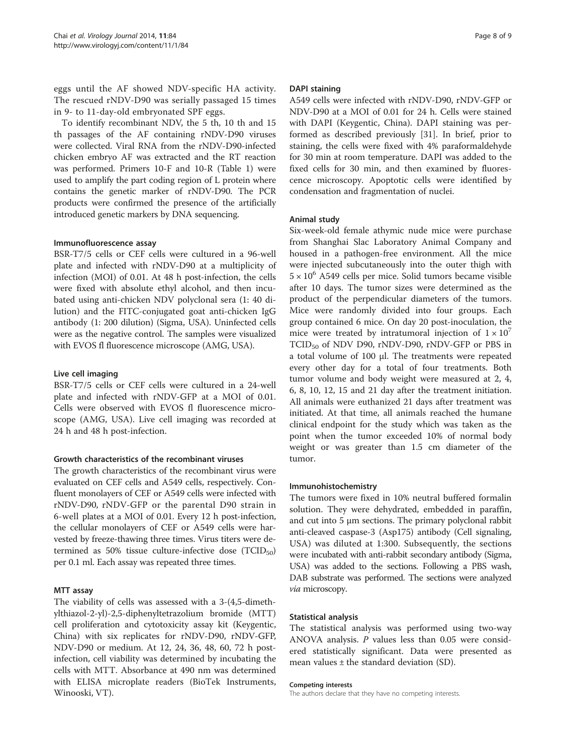eggs until the AF showed NDV-specific HA activity. The rescued rNDV-D90 was serially passaged 15 times in 9- to 11-day-old embryonated SPF eggs.

To identify recombinant NDV, the 5 th, 10 th and 15 th passages of the AF containing rNDV-D90 viruses were collected. Viral RNA from the rNDV-D90-infected chicken embryo AF was extracted and the RT reaction was performed. Primers 10-F and 10-R (Table 1) were used to amplify the part coding region of L protein where contains the genetic marker of rNDV-D90. The PCR products were confirmed the presence of the artificially introduced genetic markers by DNA sequencing.

### Immunofluorescence assay

BSR-T7/5 cells or CEF cells were cultured in a 96-well plate and infected with rNDV-D90 at a multiplicity of infection (MOI) of 0.01. At 48 h post-infection, the cells were fixed with absolute ethyl alcohol, and then incubated using anti-chicken NDV polyclonal sera (1: 40 dilution) and the FITC-conjugated goat anti-chicken IgG antibody (1: 200 dilution) (Sigma, USA). Uninfected cells were as the negative control. The samples were visualized with EVOS fl fluorescence microscope (AMG, USA).

### Live cell imaging

BSR-T7/5 cells or CEF cells were cultured in a 24-well plate and infected with rNDV-GFP at a MOI of 0.01. Cells were observed with EVOS fl fluorescence microscope (AMG, USA). Live cell imaging was recorded at 24 h and 48 h post-infection.

### Growth characteristics of the recombinant viruses

The growth characteristics of the recombinant virus were evaluated on CEF cells and A549 cells, respectively. Confluent monolayers of CEF or A549 cells were infected with rNDV-D90, rNDV-GFP or the parental D90 strain in 6-well plates at a MOI of 0.01. Every 12 h post-infection, the cellular monolayers of CEF or A549 cells were harvested by freeze-thawing three times. Virus titers were determined as 50% tissue culture-infective dose ($TCID_{50}$) per 0.1 ml. Each assay was repeated three times.

### MTT assay

The viability of cells was assessed with a 3-(4,5-dimethylthiazol-2-yl)-2,5-diphenyltetrazolium bromide (MTT) cell proliferation and cytotoxicity assay kit (Keygentic, China) with six replicates for rNDV-D90, rNDV-GFP, NDV-D90 or medium. At 12, 24, 36, 48, 60, 72 h post-infection, cell viability was determined by incubating the cells with MTT. Absorbance at 490 nm was determined with ELISA microplate readers (BioTek Instruments, Winooski, VT).

### DAPI staining

A549 cells were infected with rNDV-D90, rNDV-GFP or NDV-D90 at a MOI of 0.01 for 24 h. Cells were stained with DAPI (Keygentic, China). DAPI staining was performed as described previously [31]. In brief, prior to staining, the cells were fixed with 4% paraformaldehyde for 30 min at room temperature. DAPI was added to the fixed cells for 30 min, and then examined by fluorescence microscopy. Apoptotic cells were identified by condensation and fragmentation of nuclei.

### Animal study

Six-week-old female athymic nude mice were purchase from Shanghai Slac Laboratory Animal Company and housed in a pathogen-free environment. All the mice were injected subcutaneously into the outer thigh with $5 \times 10^6$ A549 cells per mice. Solid tumors became visible after 10 days. The tumor sizes were determined as the product of the perpendicular diameters of the tumors. Mice were randomly divided into four groups. Each group contained 6 mice. On day 20 post-inoculation, the mice were treated by intratumoral injection of $1 \times 10^7$ $TCID_{50}$ of NDV D90, rNDV-D90, rNDV-GFP or PBS in a total volume of 100 μl. The treatments were repeated every other day for a total of four treatments. Both tumor volume and body weight were measured at 2, 4, 6, 8, 10, 12, 15 and 21 day after the treatment initiation. All animals were euthanized 21 days after treatment was initiated. At that time, all animals reached the humane clinical endpoint for the study which was taken as the point when the tumor exceeded 10% of normal body weight or was greater than 1.5 cm diameter of the tumor.

### Immunohistochemistry

The tumors were fixed in 10% neutral buffered formalin solution. They were dehydrated, embedded in paraffin, and cut into 5 μm sections. The primary polyclonal rabbit anti-cleaved caspase-3 (Asp175) antibody (Cell signaling, USA) was diluted at 1:300. Subsequently, the sections were incubated with anti-rabbit secondary antibody (Sigma, USA) was added to the sections. Following a PBS wash, DAB substrate was performed. The sections were analyzed *via* microscopy.

### Statistical analysis

The statistical analysis was performed using two-way ANOVA analysis. *P* values less than 0.05 were considered statistically significant. Data were presented as mean values ± the standard deviation (SD).

#### Competing interests

The authors declare that they have no competing interests.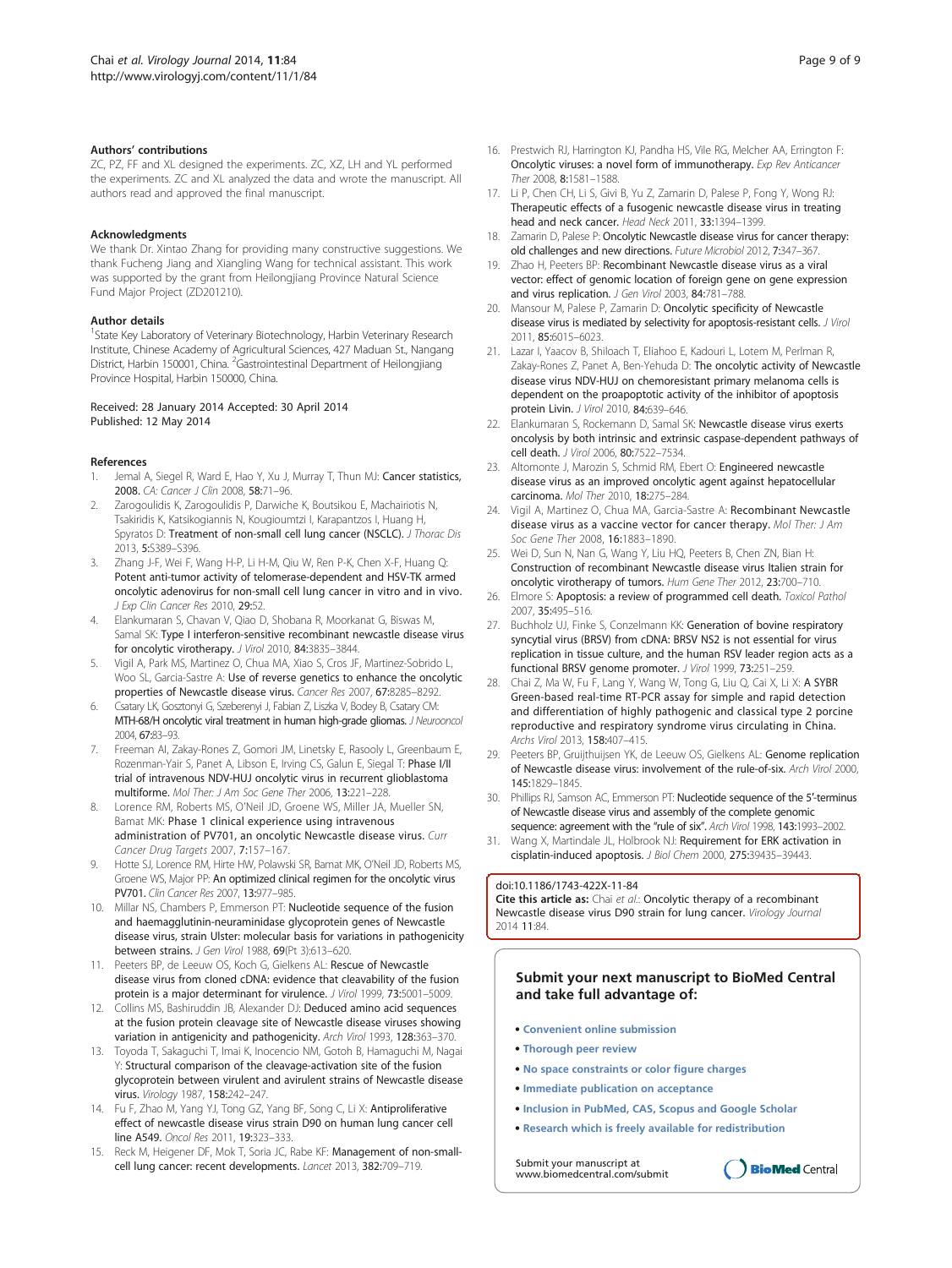### Authors' contributions

ZC, PZ, FF and XL designed the experiments. ZC, XZ, LH and YL performed the experiments. ZC and XL analyzed the data and wrote the manuscript. All authors read and approved the final manuscript.

### Acknowledgments

We thank Dr. Xintao Zhang for providing many constructive suggestions. We thank Fucheng Jiang and Xiangling Wang for technical assistant. This work was supported by the grant from Heilongjiang Province Natural Science Fund Major Project (ZD201210).

### Author details

[1]State Key Laboratory of Veterinary Biotechnology, Harbin Veterinary Research Institute, Chinese Academy of Agricultural Sciences, 427 Maduan St., Nangang District, Harbin 150001, China. [2]Gastrointestinal Department of Heilongjiang Province Hospital, Harbin 150000, China.

Received: 28 January 2014 Accepted: 30 April 2014
Published: 12 May 2014

### References

1. Jemal A, Siegel R, Ward E, Hao Y, Xu J, Murray T, Thun MJ: **Cancer statistics, 2008.** *CA: Cancer J Clin* 2008, **58:**71–96.
2. Zarogoulidis K, Zarogoulidis P, Darwiche K, Boutsikou E, Machairiotis N, Tsakiridis K, Katsikogiannis N, Kougioumtzi I, Karapantzos I, Huang H, Spyratos D: **Treatment of non-small cell lung cancer (NSCLC).** *J Thorac Dis* 2013, **5:**S389–S396.
3. Zhang J-F, Wei F, Wang H-P, Li H-M, Qiu W, Ren P-K, Chen X-F, Huang Q: **Potent anti-tumor activity of telomerase-dependent and HSV-TK armed oncolytic adenovirus for non-small cell lung cancer in vitro and in vivo.** *J Exp Clin Cancer Res* 2010, **29:**52.
4. Elankumaran S, Chavan V, Qiao D, Shobana R, Moorkanat G, Biswas M, Samal SK: **Type I interferon-sensitive recombinant newcastle disease virus for oncolytic virotherapy.** *J Virol* 2010, **84:**3835–3844.
5. Vigil A, Park MS, Martinez O, Chua MA, Xiao S, Cros JF, Martinez-Sobrido L, Woo SL, Garcia-Sastre A: **Use of reverse genetics to enhance the oncolytic properties of Newcastle disease virus.** *Cancer Res* 2007, **67:**8285–8292.
6. Csatary LK, Gosztonyi G, Szeberenyi J, Fabian Z, Liszka V, Bodey B, Csatary CM: **MTH-68/H oncolytic viral treatment in human high-grade gliomas.** *J Neurooncol* 2004, **67:**83–93.
7. Freeman AI, Zakay-Rones Z, Gomori JM, Linetsky E, Rasooly L, Greenbaum E, Rozenman-Yair S, Panet A, Libson E, Irving CS, Galun E, Siegal T: **Phase I/II trial of intravenous NDV-HUJ oncolytic virus in recurrent glioblastoma multiforme.** *Mol Ther: J Am Soc Gene Ther* 2006, **13:**221–228.
8. Lorence RM, Roberts MS, O'Neil JD, Groene WS, Miller JA, Mueller SN, Bamat MK: **Phase 1 clinical experience using intravenous administration of PV701, an oncolytic Newcastle disease virus.** *Curr Cancer Drug Targets* 2007, **7:**157–167.
9. Hotte SJ, Lorence RM, Hirte HW, Polawski SR, Bamat MK, O'Neil JD, Roberts MS, Groene WS, Major PP: **An optimized clinical regimen for the oncolytic virus PV701.** *Clin Cancer Res* 2007, **13:**977–985.
10. Millar NS, Chambers P, Emmerson PT: **Nucleotide sequence of the fusion and haemagglutinin-neuraminidase glycoprotein genes of Newcastle disease virus, strain Ulster: molecular basis for variations in pathogenicity between strains.** *J Gen Virol* 1988, **69**(Pt 3):613–620.
11. Peeters BP, de Leeuw OS, Koch G, Gielkens AL: **Rescue of Newcastle disease virus from cloned cDNA: evidence that cleavability of the fusion protein is a major determinant for virulence.** *J Virol* 1999, **73:**5001–5009.
12. Collins MS, Bashiruddin JB, Alexander DJ: **Deduced amino acid sequences at the fusion protein cleavage site of Newcastle disease viruses showing variation in antigenicity and pathogenicity.** *Arch Virol* 1993, **128:**363–370.
13. Toyoda T, Sakaguchi T, Imai K, Inocencio NM, Gotoh B, Hamaguchi M, Nagai Y: **Structural comparison of the cleavage-activation site of the fusion glycoprotein between virulent and avirulent strains of Newcastle disease virus.** *Virology* 1987, **158:**242–247.
14. Fu F, Zhao M, Yang YJ, Tong GZ, Yang BF, Song C, Li X: **Antiproliferative effect of newcastle disease virus strain D90 on human lung cancer cell line A549.** *Oncol Res* 2011, **19:**323–333.
15. Reck M, Heigener DF, Mok T, Soria JC, Rabe KF: **Management of non-small-cell lung cancer: recent developments.** *Lancet* 2013, **382:**709–719.
16. Prestwich RJ, Harrington KJ, Pandha HS, Vile RG, Melcher AA, Errington F: **Oncolytic viruses: a novel form of immunotherapy.** *Exp Rev Anticancer Ther* 2008, **8:**1581–1588.
17. Li P, Chen CH, Li S, Givi B, Yu Z, Zamarin D, Palese P, Fong Y, Wong RJ: **Therapeutic effects of a fusogenic newcastle disease virus in treating head and neck cancer.** *Head Neck* 2011, **33:**1394–1399.
18. Zamarin D, Palese P: **Oncolytic Newcastle disease virus for cancer therapy: old challenges and new directions.** *Future Microbiol* 2012, **7:**347–367.
19. Zhao H, Peeters BP: **Recombinant Newcastle disease virus as a viral vector: effect of genomic location of foreign gene on gene expression and virus replication.** *J Gen Virol* 2003, **84:**781–788.
20. Mansour M, Palese P, Zamarin D: **Oncolytic specificity of Newcastle disease virus is mediated by selectivity for apoptosis-resistant cells.** *J Virol* 2011, **85:**6015–6023.
21. Lazar I, Yaacov B, Shiloach T, Eliahoo E, Kadouri L, Lotem M, Perlman R, Zakay-Rones Z, Panet A, Ben-Yehuda D: **The oncolytic activity of Newcastle disease virus NDV-HUJ on chemoresistant primary melanoma cells is dependent on the proapoptotic activity of the inhibitor of apoptosis protein Livin.** *J Virol* 2010, **84:**639–646.
22. Elankumaran S, Rockemann D, Samal SK: **Newcastle disease virus exerts oncolysis by both intrinsic and extrinsic caspase-dependent pathways of cell death.** *J Virol* 2006, **80:**7522–7534.
23. Altomonte J, Marozin S, Schmid RM, Ebert O: **Engineered newcastle disease virus as an improved oncolytic agent against hepatocellular carcinoma.** *Mol Ther* 2010, **18:**275–284.
24. Vigil A, Martinez O, Chua MA, Garcia-Sastre A: **Recombinant Newcastle disease virus as a vaccine vector for cancer therapy.** *Mol Ther: J Am Soc Gene Ther* 2008, **16:**1883–1890.
25. Wei D, Sun N, Nan G, Wang Y, Liu HQ, Peeters B, Chen ZN, Bian H: **Construction of recombinant Newcastle disease virus Italien strain for oncolytic virotherapy of tumors.** *Hum Gene Ther* 2012, **23:**700–710.
26. Elmore S: **Apoptosis: a review of programmed cell death.** *Toxicol Pathol* 2007, **35:**495–516.
27. Buchholz UJ, Finke S, Conzelmann KK: **Generation of bovine respiratory syncytial virus (BRSV) from cDNA: BRSV NS2 is not essential for virus replication in tissue culture, and the human RSV leader region acts as a functional BRSV genome promoter.** *J Virol* 1999, **73:**251–259.
28. Chai Z, Ma W, Fu F, Lang Y, Wang W, Tong G, Liu Q, Cai X, Li X: **A SYBR Green-based real-time RT-PCR assay for simple and rapid detection and differentiation of highly pathogenic and classical type 2 porcine reproductive and respiratory syndrome virus circulating in China.** *Archs Virol* 2013, **158:**407–415.
29. Peeters BP, Gruijthuijsen YK, de Leeuw OS, Gielkens AL: **Genome replication of Newcastle disease virus: involvement of the rule-of-six.** *Arch Virol* 2000, **145:**1829–1845.
30. Phillips RJ, Samson AC, Emmerson PT: **Nucleotide sequence of the 5′-terminus of Newcastle disease virus and assembly of the complete genomic sequence: agreement with the "rule of six".** *Arch Virol* 1998, **143:**1993–2002.
31. Wang X, Martindale JL, Holbrook NJ: **Requirement for ERK activation in cisplatin-induced apoptosis.** *J Biol Chem* 2000, **275:**39435–39443.

doi:10.1186/1743-422X-11-84
**Cite this article as:** Chai *et al.*: Oncolytic therapy of a recombinant Newcastle disease virus D90 strain for lung cancer. *Virology Journal* 2014 11:84.